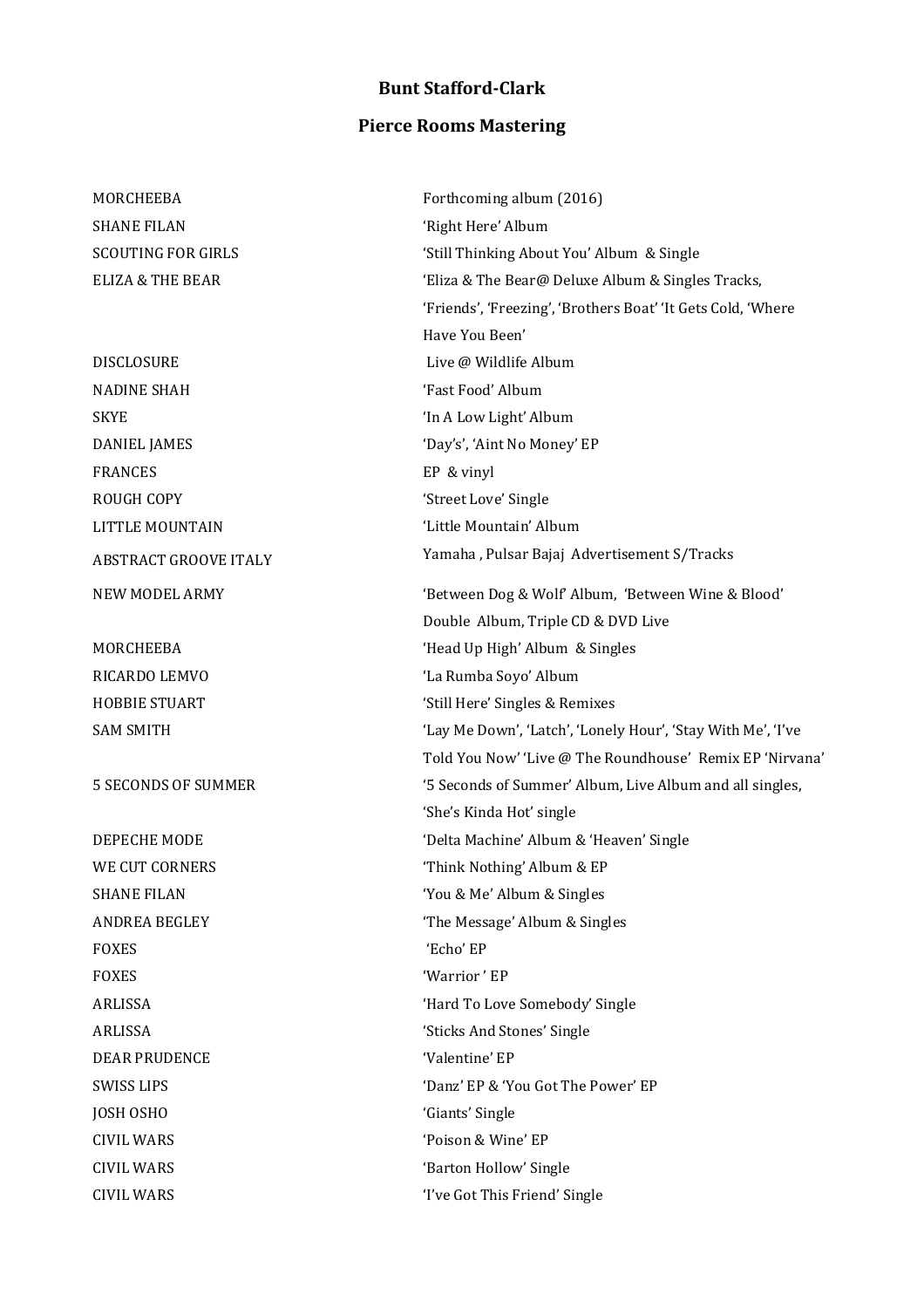**Bunt Stafford-Clark**

**Pierce Rooms Mastering**

| | |
|---|---|
| MORCHEEBA | Forthcoming album (2016) |
| SHANE FILAN | 'Right Here' Album |
| SCOUTING FOR GIRLS | 'Still Thinking About You' Album & Single |
| ELIZA & THE BEAR | 'Eliza & The Bear@ Deluxe Album & Singles Tracks, 'Friends', 'Freezing', 'Brothers Boat' 'It Gets Cold, 'Where Have You Been' |
| DISCLOSURE | Live @ Wildlife Album |
| NADINE SHAH | 'Fast Food' Album |
| SKYE | 'In A Low Light' Album |
| DANIEL JAMES | 'Day's', 'Aint No Money' EP |
| FRANCES | EP & vinyl |
| ROUGH COPY | 'Street Love' Single |
| LITTLE MOUNTAIN | 'Little Mountain' Album |
| ABSTRACT GROOVE ITALY | Yamaha , Pulsar Bajaj Advertisement S/Tracks |
| NEW MODEL ARMY | 'Between Dog & Wolf' Album, 'Between Wine & Blood' Double Album, Triple CD & DVD Live |
| MORCHEEBA | 'Head Up High' Album & Singles |
| RICARDO LEMVO | 'La Rumba Soyo' Album |
| HOBBIE STUART | 'Still Here' Singles & Remixes |
| SAM SMITH | 'Lay Me Down', 'Latch', 'Lonely Hour', 'Stay With Me', 'I've Told You Now' 'Live @ The Roundhouse' Remix EP 'Nirvana' |
| 5 SECONDS OF SUMMER | '5 Seconds of Summer' Album, Live Album and all singles, 'She's Kinda Hot' single |
| DEPECHE MODE | 'Delta Machine' Album & 'Heaven' Single |
| WE CUT CORNERS | 'Think Nothing' Album & EP |
| SHANE FILAN | 'You & Me' Album & Singles |
| ANDREA BEGLEY | 'The Message' Album & Singles |
| FOXES | 'Echo' EP |
| FOXES | 'Warrior ' EP |
| ARLISSA | 'Hard To Love Somebody' Single |
| ARLISSA | 'Sticks And Stones' Single |
| DEAR PRUDENCE | 'Valentine' EP |
| SWISS LIPS | 'Danz' EP & 'You Got The Power' EP |
| JOSH OSHO | 'Giants' Single |
| CIVIL WARS | 'Poison & Wine' EP |
| CIVIL WARS | 'Barton Hollow' Single |
| CIVIL WARS | 'I've Got This Friend' Single |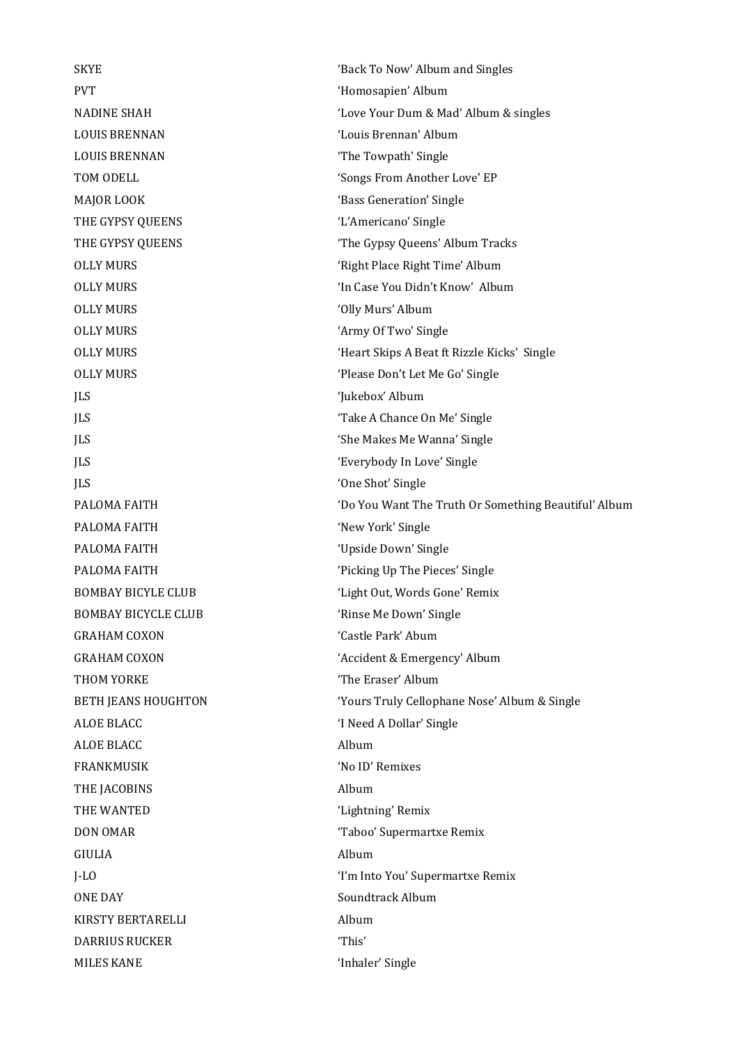| | |
|---|---|
| SKYE | 'Back To Now' Album and Singles |
| PVT | 'Homosapien' Album |
| NADINE SHAH | 'Love Your Dum & Mad' Album & singles |
| LOUIS BRENNAN | 'Louis Brennan' Album |
| LOUIS BRENNAN | 'The Towpath' Single |
| TOM ODELL | 'Songs From Another Love' EP |
| MAJOR LOOK | 'Bass Generation' Single |
| THE GYPSY QUEENS | 'L'Americano' Single |
| THE GYPSY QUEENS | 'The Gypsy Queens' Album Tracks |
| OLLY MURS | 'Right Place Right Time' Album |
| OLLY MURS | 'In Case You Didn't Know' Album |
| OLLY MURS | 'Olly Murs' Album |
| OLLY MURS | 'Army Of Two' Single |
| OLLY MURS | 'Heart Skips A Beat ft Rizzle Kicks' Single |
| OLLY MURS | 'Please Don't Let Me Go' Single |
| JLS | 'Jukebox' Album |
| JLS | 'Take A Chance On Me' Single |
| JLS | 'She Makes Me Wanna' Single |
| JLS | 'Everybody In Love' Single |
| JLS | 'One Shot' Single |
| PALOMA FAITH | 'Do You Want The Truth Or Something Beautiful' Album |
| PALOMA FAITH | 'New York' Single |
| PALOMA FAITH | 'Upside Down' Single |
| PALOMA FAITH | 'Picking Up The Pieces' Single |
| BOMBAY BICYLE CLUB | 'Light Out, Words Gone' Remix |
| BOMBAY BICYCLE CLUB | 'Rinse Me Down' Single |
| GRAHAM COXON | 'Castle Park' Abum |
| GRAHAM COXON | 'Accident & Emergency' Album |
| THOM YORKE | 'The Eraser' Album |
| BETH JEANS HOUGHTON | 'Yours Truly Cellophane Nose' Album & Single |
| ALOE BLACC | 'I Need A Dollar' Single |
| ALOE BLACC | Album |
| FRANKMUSIK | 'No ID' Remixes |
| THE JACOBINS | Album |
| THE WANTED | 'Lightning' Remix |
| DON OMAR | 'Taboo' Supermartxe Remix |
| GIULIA | Album |
| J-LO | 'I'm Into You' Supermartxe Remix |
| ONE DAY | Soundtrack Album |
| KIRSTY BERTARELLI | Album |
| DARRIUS RUCKER | 'This' |
| MILES KANE | 'Inhaler' Single |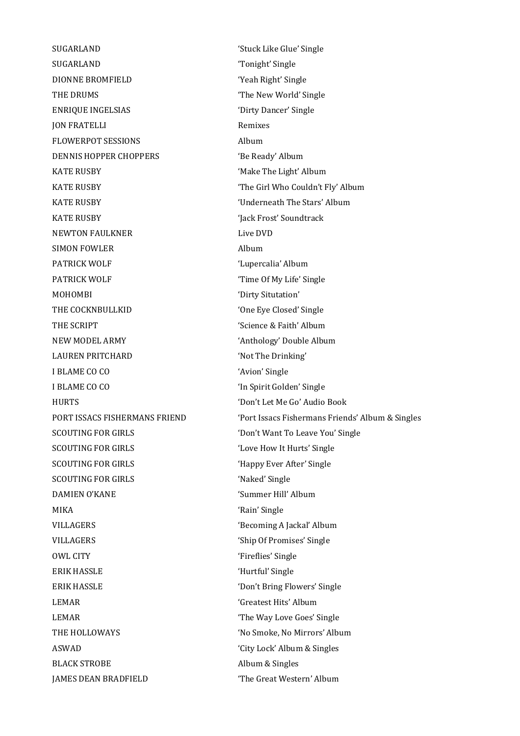| | |
|---|---|
| SUGARLAND | 'Stuck Like Glue' Single |
| SUGARLAND | 'Tonight' Single |
| DIONNE BROMFIELD | 'Yeah Right' Single |
| THE DRUMS | 'The New World' Single |
| ENRIQUE INGELSIAS | 'Dirty Dancer' Single |
| JON FRATELLI | Remixes |
| FLOWERPOT SESSIONS | Album |
| DENNIS HOPPER CHOPPERS | 'Be Ready' Album |
| KATE RUSBY | 'Make The Light' Album |
| KATE RUSBY | 'The Girl Who Couldn't Fly' Album |
| KATE RUSBY | 'Underneath The Stars' Album |
| KATE RUSBY | 'Jack Frost' Soundtrack |
| NEWTON FAULKNER | Live DVD |
| SIMON FOWLER | Album |
| PATRICK WOLF | 'Lupercalia' Album |
| PATRICK WOLF | 'Time Of My Life' Single |
| MOHOMBI | 'Dirty Situtation' |
| THE COCKNBULLKID | 'One Eye Closed' Single |
| THE SCRIPT | 'Science & Faith' Album |
| NEW MODEL ARMY | 'Anthology' Double Album |
| LAUREN PRITCHARD | 'Not The Drinking' |
| I BLAME CO CO | 'Avion' Single |
| I BLAME CO CO | 'In Spirit Golden' Single |
| HURTS | 'Don't Let Me Go' Audio Book |
| PORT ISSACS FISHERMANS FRIEND | 'Port Issacs Fishermans Friends' Album & Singles |
| SCOUTING FOR GIRLS | 'Don't Want To Leave You' Single |
| SCOUTING FOR GIRLS | 'Love How It Hurts' Single |
| SCOUTING FOR GIRLS | 'Happy Ever After' Single |
| SCOUTING FOR GIRLS | 'Naked' Single |
| DAMIEN O'KANE | 'Summer Hill' Album |
| MIKA | 'Rain' Single |
| VILLAGERS | 'Becoming A Jackal' Album |
| VILLAGERS | 'Ship Of Promises' Single |
| OWL CITY | 'Fireflies' Single |
| ERIK HASSLE | 'Hurtful' Single |
| ERIK HASSLE | 'Don't Bring Flowers' Single |
| LEMAR | 'Greatest Hits' Album |
| LEMAR | 'The Way Love Goes' Single |
| THE HOLLOWAYS | 'No Smoke, No Mirrors' Album |
| ASWAD | 'City Lock' Album & Singles |
| BLACK STROBE | Album & Singles |
| JAMES DEAN BRADFIELD | 'The Great Western' Album |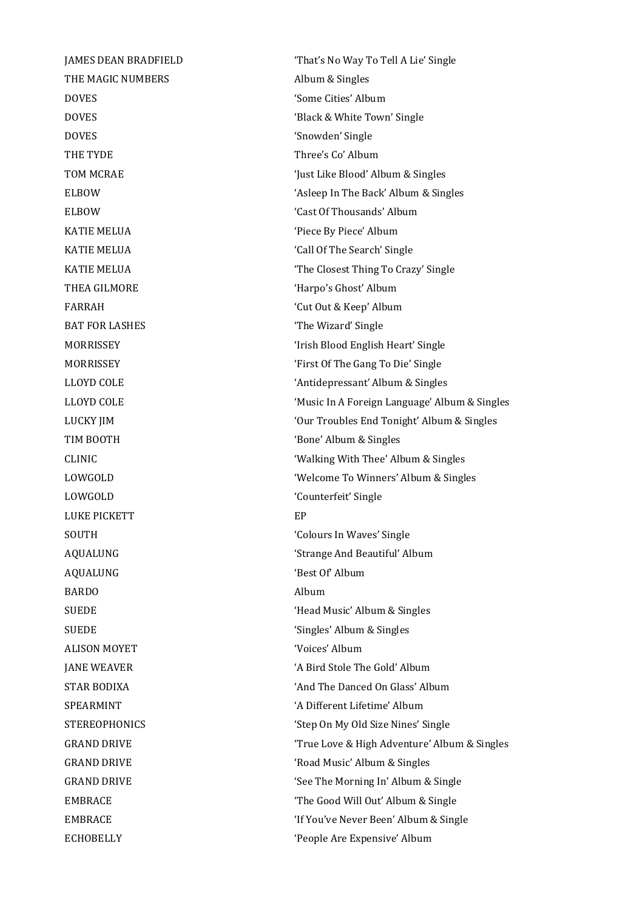| | |
|---|---|
| JAMES DEAN BRADFIELD | 'That's No Way To Tell A Lie' Single |
| THE MAGIC NUMBERS | Album & Singles |
| DOVES | 'Some Cities' Album |
| DOVES | 'Black & White Town' Single |
| DOVES | 'Snowden' Single |
| THE TYDE | Three's Co' Album |
| TOM MCRAE | 'Just Like Blood' Album & Singles |
| ELBOW | 'Asleep In The Back' Album & Singles |
| ELBOW | 'Cast Of Thousands' Album |
| KATIE MELUA | 'Piece By Piece' Album |
| KATIE MELUA | 'Call Of The Search' Single |
| KATIE MELUA | 'The Closest Thing To Crazy' Single |
| THEA GILMORE | 'Harpo's Ghost' Album |
| FARRAH | 'Cut Out & Keep' Album |
| BAT FOR LASHES | 'The Wizard' Single |
| MORRISSEY | 'Irish Blood English Heart' Single |
| MORRISSEY | 'First Of The Gang To Die' Single |
| LLOYD COLE | 'Antidepressant' Album & Singles |
| LLOYD COLE | 'Music In A Foreign Language' Album & Singles |
| LUCKY JIM | 'Our Troubles End Tonight' Album & Singles |
| TIM BOOTH | 'Bone' Album & Singles |
| CLINIC | 'Walking With Thee' Album & Singles |
| LOWGOLD | 'Welcome To Winners' Album & Singles |
| LOWGOLD | 'Counterfeit' Single |
| LUKE PICKETT | EP |
| SOUTH | 'Colours In Waves' Single |
| AQUALUNG | 'Strange And Beautiful' Album |
| AQUALUNG | 'Best Of' Album |
| BARDO | Album |
| SUEDE | 'Head Music' Album & Singles |
| SUEDE | 'Singles' Album & Singles |
| ALISON MOYET | 'Voices' Album |
| JANE WEAVER | 'A Bird Stole The Gold' Album |
| STAR BODIXA | 'And The Danced On Glass' Album |
| SPEARMINT | 'A Different Lifetime' Album |
| STEREOPHONICS | 'Step On My Old Size Nines' Single |
| GRAND DRIVE | 'True Love & High Adventure' Album & Singles |
| GRAND DRIVE | 'Road Music' Album & Singles |
| GRAND DRIVE | 'See The Morning In' Album & Single |
| EMBRACE | 'The Good Will Out' Album & Single |
| EMBRACE | 'If You've Never Been' Album & Single |
| ECHOBELLY | 'People Are Expensive' Album |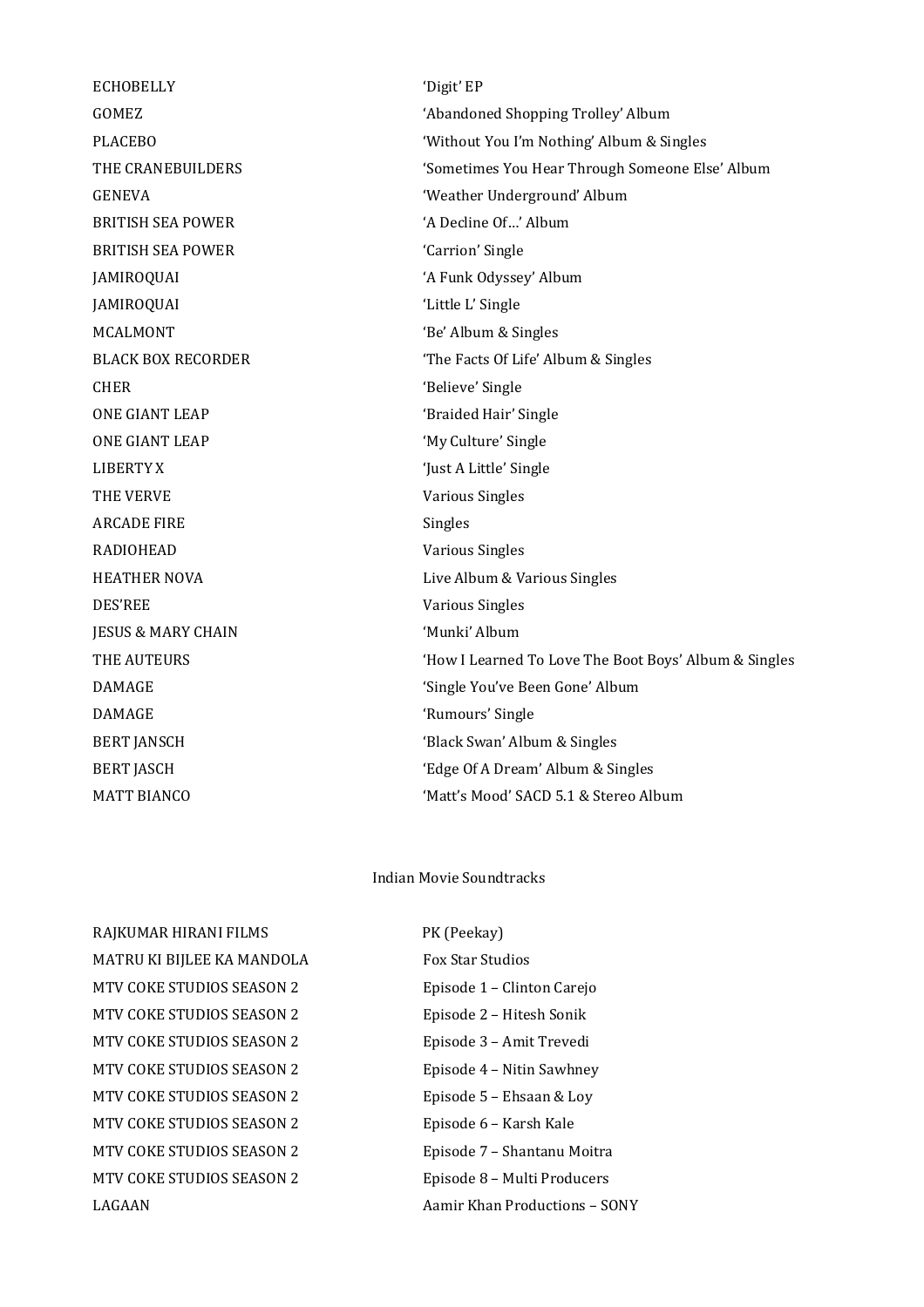| | |
|---|---|
| ECHOBELLY | 'Digit' EP |
| GOMEZ | 'Abandoned Shopping Trolley' Album |
| PLACEBO | 'Without You I'm Nothing' Album & Singles |
| THE CRANEBUILDERS | 'Sometimes You Hear Through Someone Else' Album |
| GENEVA | 'Weather Underground' Album |
| BRITISH SEA POWER | 'A Decline Of…' Album |
| BRITISH SEA POWER | 'Carrion' Single |
| JAMIROQUAI | 'A Funk Odyssey' Album |
| JAMIROQUAI | 'Little L' Single |
| MCALMONT | 'Be' Album & Singles |
| BLACK BOX RECORDER | 'The Facts Of Life' Album & Singles |
| CHER | 'Believe' Single |
| ONE GIANT LEAP | 'Braided Hair' Single |
| ONE GIANT LEAP | 'My Culture' Single |
| LIBERTY X | 'Just A Little' Single |
| THE VERVE | Various Singles |
| ARCADE FIRE | Singles |
| RADIOHEAD | Various Singles |
| HEATHER NOVA | Live Album & Various Singles |
| DES'REE | Various Singles |
| JESUS & MARY CHAIN | 'Munki' Album |
| THE AUTEURS | 'How I Learned To Love The Boot Boys' Album & Singles |
| DAMAGE | 'Single You've Been Gone' Album |
| DAMAGE | 'Rumours' Single |
| BERT JANSCH | 'Black Swan' Album & Singles |
| BERT JASCH | 'Edge Of A Dream' Album & Singles |
| MATT BIANCO | 'Matt's Mood' SACD 5.1 & Stereo Album |

Indian Movie Soundtracks

| | |
|---|---|
| RAJKUMAR HIRANI FILMS | PK (Peekay) |
| MATRU KI BIJLEE KA MANDOLA | Fox Star Studios |
| MTV COKE STUDIOS SEASON 2 | Episode 1 – Clinton Carejo |
| MTV COKE STUDIOS SEASON 2 | Episode 2 – Hitesh Sonik |
| MTV COKE STUDIOS SEASON 2 | Episode 3 – Amit Trevedi |
| MTV COKE STUDIOS SEASON 2 | Episode 4 – Nitin Sawhney |
| MTV COKE STUDIOS SEASON 2 | Episode 5 – Ehsaan & Loy |
| MTV COKE STUDIOS SEASON 2 | Episode 6 – Karsh Kale |
| MTV COKE STUDIOS SEASON 2 | Episode 7 – Shantanu Moitra |
| MTV COKE STUDIOS SEASON 2 | Episode 8 – Multi Producers |
| LAGAAN | Aamir Khan Productions – SONY |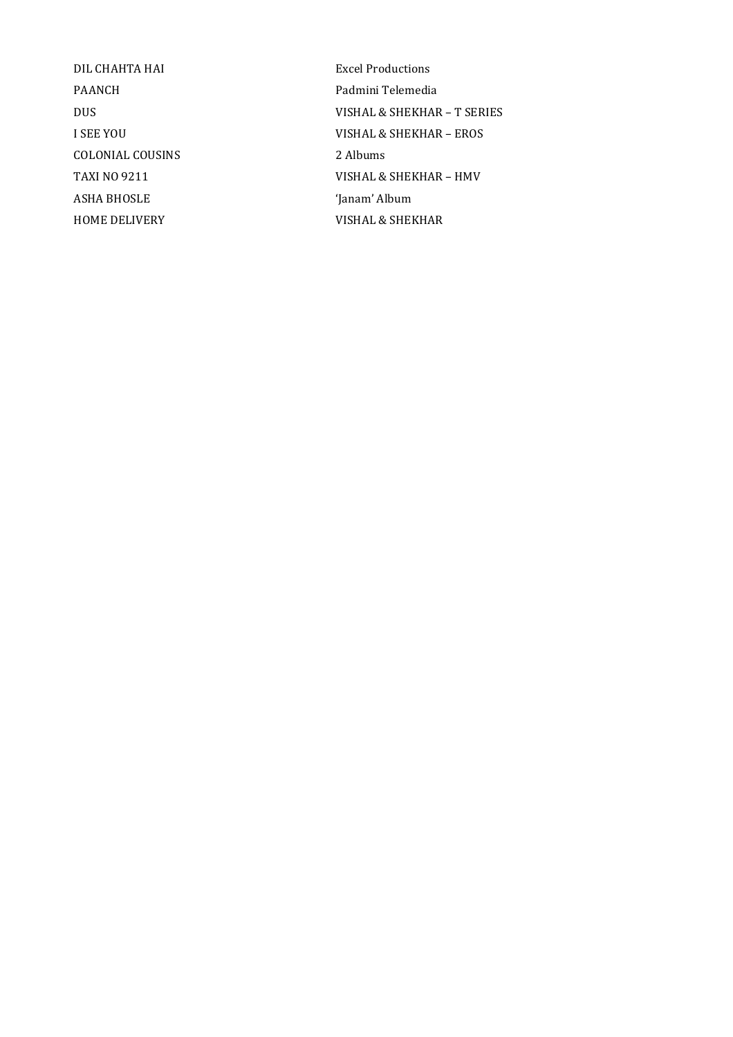| | |
|---|---|
| DIL CHAHTA HAI | Excel Productions |
| PAANCH | Padmini Telemedia |
| DUS | VISHAL & SHEKHAR – T SERIES |
| I SEE YOU | VISHAL & SHEKHAR – EROS |
| COLONIAL COUSINS | 2 Albums |
| TAXI NO 9211 | VISHAL & SHEKHAR – HMV |
| ASHA BHOSLE | 'Janam' Album |
| HOME DELIVERY | VISHAL & SHEKHAR |